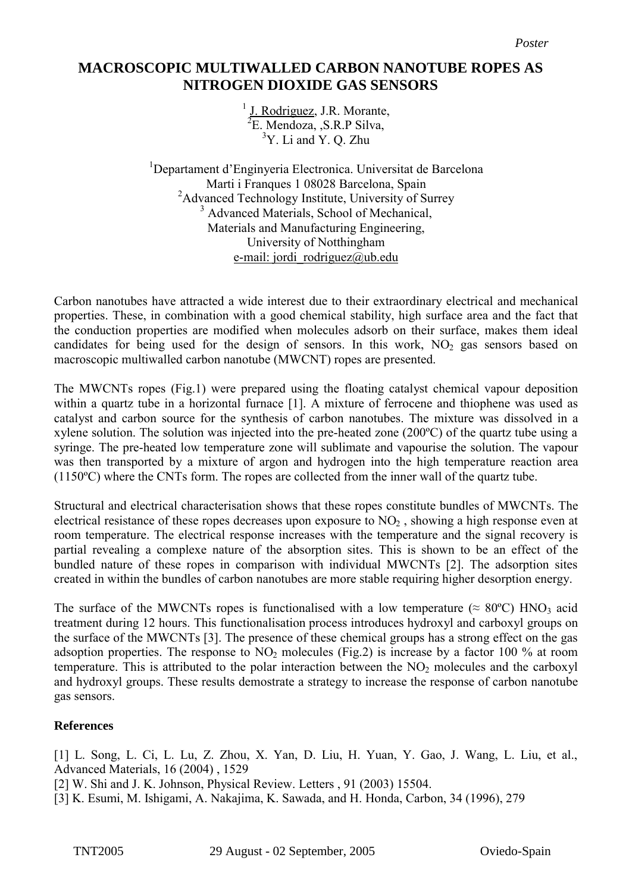*Poster*

# MACROSCOPIC MULTIWALLED CARBON NANOTUBE ROPES AS NITROGEN DIOXIDE GAS SENSORS

[1] J. Rodriguez, J.R. Morante,
[2]E. Mendoza, ,S.R.P Silva,
[3]Y. Li and Y. Q. Zhu

[1]Departament d'Enginyeria Electronica. Universitat de Barcelona
Marti i Franques 1 08028 Barcelona, Spain
[2]Advanced Technology Institute, University of Surrey
[3] Advanced Materials, School of Mechanical,
Materials and Manufacturing Engineering,
University of Notthingham
e-mail: jordi_rodriguez@ub.edu

Carbon nanotubes have attracted a wide interest due to their extraordinary electrical and mechanical properties. These, in combination with a good chemical stability, high surface area and the fact that the conduction properties are modified when molecules adsorb on their surface, makes them ideal candidates for being used for the design of sensors. In this work, $NO_2$ gas sensors based on macroscopic multiwalled carbon nanotube (MWCNT) ropes are presented.

The MWCNTs ropes (Fig.1) were prepared using the floating catalyst chemical vapour deposition within a quartz tube in a horizontal furnace [1]. A mixture of ferrocene and thiophene was used as catalyst and carbon source for the synthesis of carbon nanotubes. The mixture was dissolved in a xylene solution. The solution was injected into the pre-heated zone (200ºC) of the quartz tube using a syringe. The pre-heated low temperature zone will sublimate and vapourise the solution. The vapour was then transported by a mixture of argon and hydrogen into the high temperature reaction area (1150ºC) where the CNTs form. The ropes are collected from the inner wall of the quartz tube.

Structural and electrical characterisation shows that these ropes constitute bundles of MWCNTs. The electrical resistance of these ropes decreases upon exposure to $NO_2$ , showing a high response even at room temperature. The electrical response increases with the temperature and the signal recovery is partial revealing a complexe nature of the absorption sites. This is shown to be an effect of the bundled nature of these ropes in comparison with individual MWCNTs [2]. The adsorption sites created in within the bundles of carbon nanotubes are more stable requiring higher desorption energy.

The surface of the MWCNTs ropes is functionalised with a low temperature (≈ 80ºC) $HNO_3$ acid treatment during 12 hours. This functionalisation process introduces hydroxyl and carboxyl groups on the surface of the MWCNTs [3]. The presence of these chemical groups has a strong effect on the gas adsoption properties. The response to $NO_2$ molecules (Fig.2) is increase by a factor 100 % at room temperature. This is attributed to the polar interaction between the $NO_2$ molecules and the carboxyl and hydroxyl groups. These results demostrate a strategy to increase the response of carbon nanotube gas sensors.

## References

[1] L. Song, L. Ci, L. Lu, Z. Zhou, X. Yan, D. Liu, H. Yuan, Y. Gao, J. Wang, L. Liu, et al., Advanced Materials, 16 (2004) , 1529

[2] W. Shi and J. K. Johnson, Physical Review. Letters , 91 (2003) 15504.

[3] K. Esumi, M. Ishigami, A. Nakajima, K. Sawada, and H. Honda, Carbon, 34 (1996), 279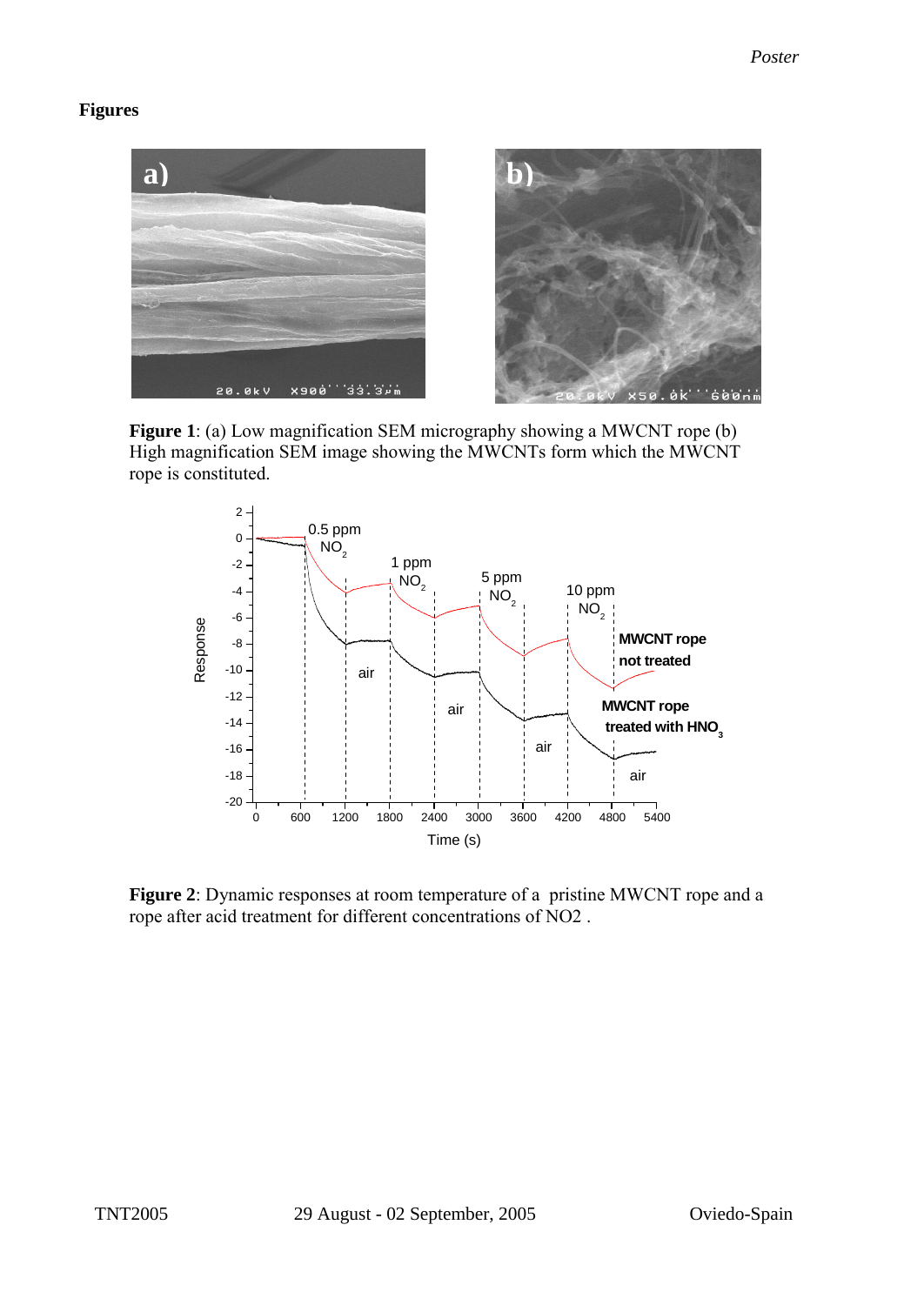**Figures**

a)

20.0kV x900 33.3μm

b)

20.0kV x50.0k 600nm

**Figure 1**: (a) Low magnification SEM micrography showing a MWCNT rope (b) High magnification SEM image showing the MWCNTs form which the MWCNT rope is constituted.

0.5 ppm $NO_2$

1 ppm $NO_2$

5 ppm $NO_2$

10 ppm $NO_2$

**MWCNT rope not treated**

**MWCNT rope treated with $HNO_3$**

air

air

air

air

Response

2
0
-2
-4
-6
-8
-10
-12
-14
-16
-18
-20

0 600 1200 1800 2400 3000 3600 4200 4800 5400

Time (s)

**Figure 2**: Dynamic responses at room temperature of a pristine MWCNT rope and a rope after acid treatment for different concentrations of NO2 .